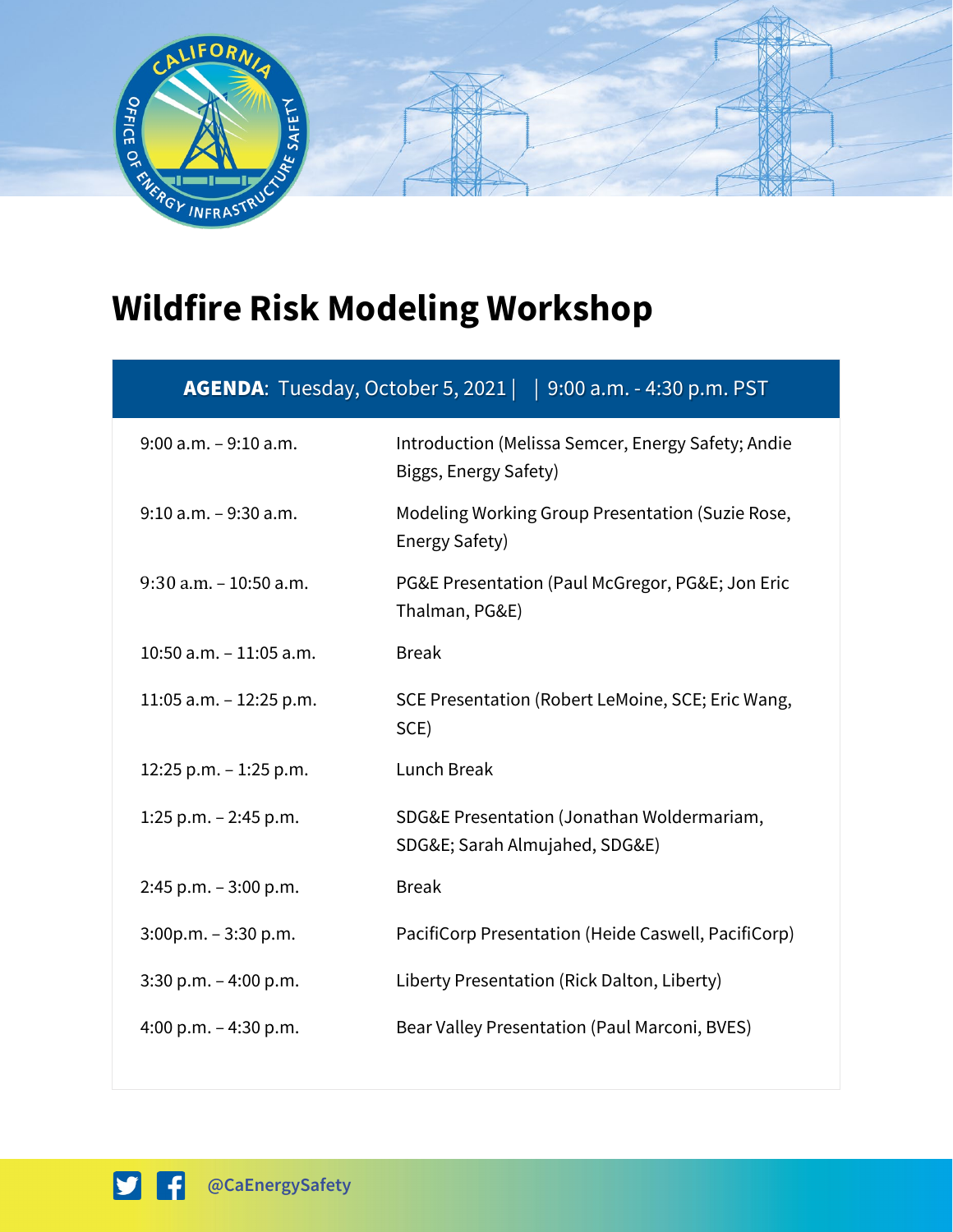# Wildfire Risk Modeling Workshop

| **AGENDA**: Tuesday, October 5, 2021 \| \| 9:00 a.m. - 4:30 p.m. PST | |
|---|---|
| 9:00 a.m. – 9:10 a.m. | Introduction (Melissa Semcer, Energy Safety; Andie Biggs, Energy Safety) |
| 9:10 a.m. – 9:30 a.m. | Modeling Working Group Presentation (Suzie Rose, Energy Safety) |
| 9:30 a.m. – 10:50 a.m. | PG&E Presentation (Paul McGregor, PG&E; Jon Eric Thalman, PG&E) |
| 10:50 a.m. – 11:05 a.m. | Break |
| 11:05 a.m. – 12:25 p.m. | SCE Presentation (Robert LeMoine, SCE; Eric Wang, SCE) |
| 12:25 p.m. – 1:25 p.m. | Lunch Break |
| 1:25 p.m. – 2:45 p.m. | SDG&E Presentation (Jonathan Woldermariam, SDG&E; Sarah Almujahed, SDG&E) |
| 2:45 p.m. – 3:00 p.m. | Break |
| 3:00p.m. – 3:30 p.m. | PacifiCorp Presentation (Heide Caswell, PacifiCorp) |
| 3:30 p.m. – 4:00 p.m. | Liberty Presentation (Rick Dalton, Liberty) |
| 4:00 p.m. – 4:30 p.m. | Bear Valley Presentation (Paul Marconi, BVES) |

@CaEnergySafety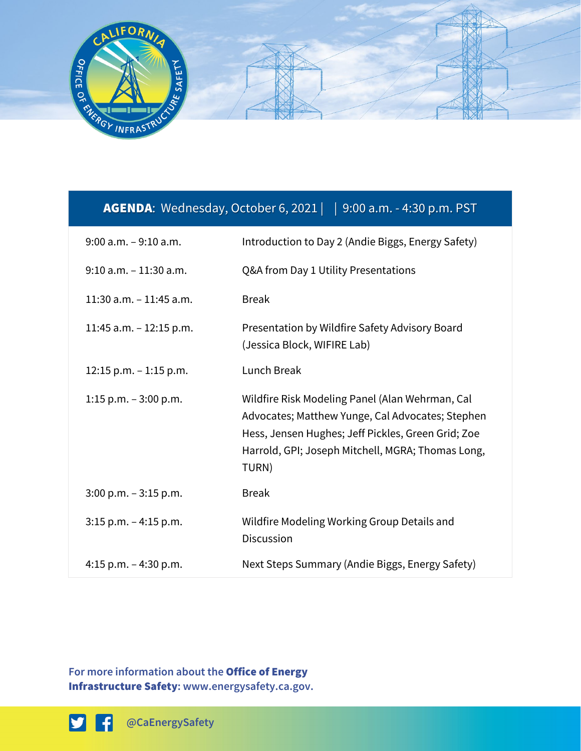**AGENDA**: Wednesday, October 6, 2021 | | 9:00 a.m. - 4:30 p.m. PST

| | |
|---|---|
| 9:00 a.m. – 9:10 a.m. | Introduction to Day 2 (Andie Biggs, Energy Safety) |
| 9:10 a.m. – 11:30 a.m. | Q&A from Day 1 Utility Presentations |
| 11:30 a.m. – 11:45 a.m. | Break |
| 11:45 a.m. – 12:15 p.m. | Presentation by Wildfire Safety Advisory Board (Jessica Block, WIFIRE Lab) |
| 12:15 p.m. – 1:15 p.m. | Lunch Break |
| 1:15 p.m. – 3:00 p.m. | Wildfire Risk Modeling Panel (Alan Wehrman, Cal Advocates; Matthew Yunge, Cal Advocates; Stephen Hess, Jensen Hughes; Jeff Pickles, Green Grid; Zoe Harrold, GPI; Joseph Mitchell, MGRA; Thomas Long, TURN) |
| 3:00 p.m. – 3:15 p.m. | Break |
| 3:15 p.m. – 4:15 p.m. | Wildfire Modeling Working Group Details and Discussion |
| 4:15 p.m. – 4:30 p.m. | Next Steps Summary (Andie Biggs, Energy Safety) |

For more information about the **Office of Energy Infrastructure Safety**: www.energysafety.ca.gov.

@CaEnergySafety